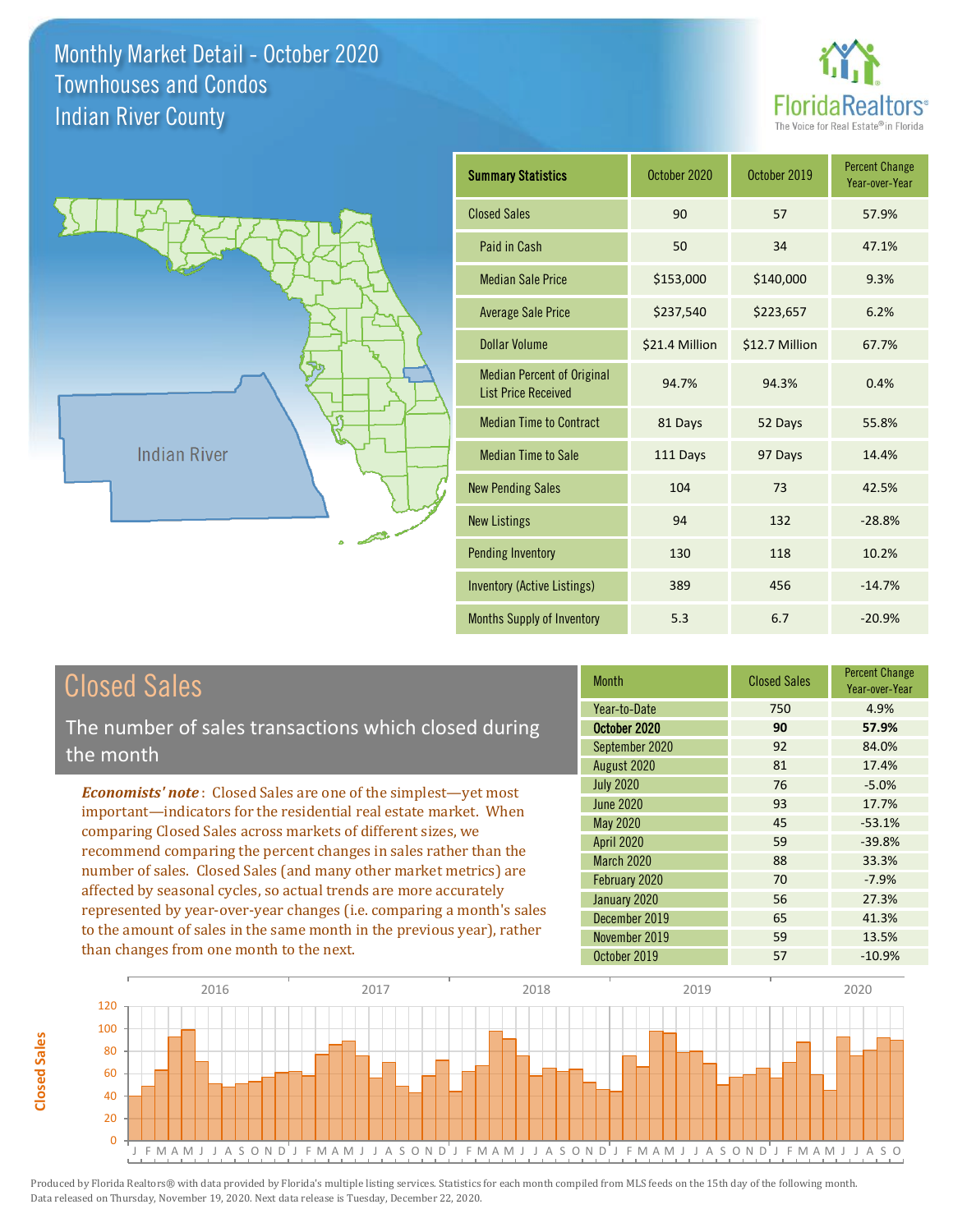# Monthly Market Detail - October 2020
## Townhouses and Condos
## Indian River County

FloridaRealtors® The Voice for Real Estate® in Florida

| Summary Statistics | October 2020 | October 2019 | Percent Change Year-over-Year |
|---|---|---|---|
| Closed Sales | 90 | 57 | 57.9% |
| Paid in Cash | 50 | 34 | 47.1% |
| Median Sale Price | $153,000 | $140,000 | 9.3% |
| Average Sale Price | $237,540 | $223,657 | 6.2% |
| Dollar Volume | $21.4 Million | $12.7 Million | 67.7% |
| Median Percent of Original List Price Received | 94.7% | 94.3% | 0.4% |
| Median Time to Contract | 81 Days | 52 Days | 55.8% |
| Median Time to Sale | 111 Days | 97 Days | 14.4% |
| New Pending Sales | 104 | 73 | 42.5% |
| New Listings | 94 | 132 | -28.8% |
| Pending Inventory | 130 | 118 | 10.2% |
| Inventory (Active Listings) | 389 | 456 | -14.7% |
| Months Supply of Inventory | 5.3 | 6.7 | -20.9% |

## Closed Sales

The number of sales transactions which closed during the month

***Economists' note*** : Closed Sales are one of the simplest—yet most important—indicators for the residential real estate market. When comparing Closed Sales across markets of different sizes, we recommend comparing the percent changes in sales rather than the number of sales. Closed Sales (and many other market metrics) are affected by seasonal cycles, so actual trends are more accurately represented by year-over-year changes (i.e. comparing a month's sales to the amount of sales in the same month in the previous year), rather than changes from one month to the next.

| Month | Closed Sales | Percent Change Year-over-Year |
|---|---|---|
| Year-to-Date | 750 | 4.9% |
| **October 2020** | **90** | **57.9%** |
| September 2020 | 92 | 84.0% |
| August 2020 | 81 | 17.4% |
| July 2020 | 76 | -5.0% |
| June 2020 | 93 | 17.7% |
| May 2020 | 45 | -53.1% |
| April 2020 | 59 | -39.8% |
| March 2020 | 88 | 33.3% |
| February 2020 | 70 | -7.9% |
| January 2020 | 56 | 27.3% |
| December 2019 | 65 | 41.3% |
| November 2019 | 59 | 13.5% |
| October 2019 | 57 | -10.9% |

Produced by Florida Realtors® with data provided by Florida's multiple listing services. Statistics for each month compiled from MLS feeds on the 15th day of the following month. Data released on Thursday, November 19, 2020. Next data release is Tuesday, December 22, 2020.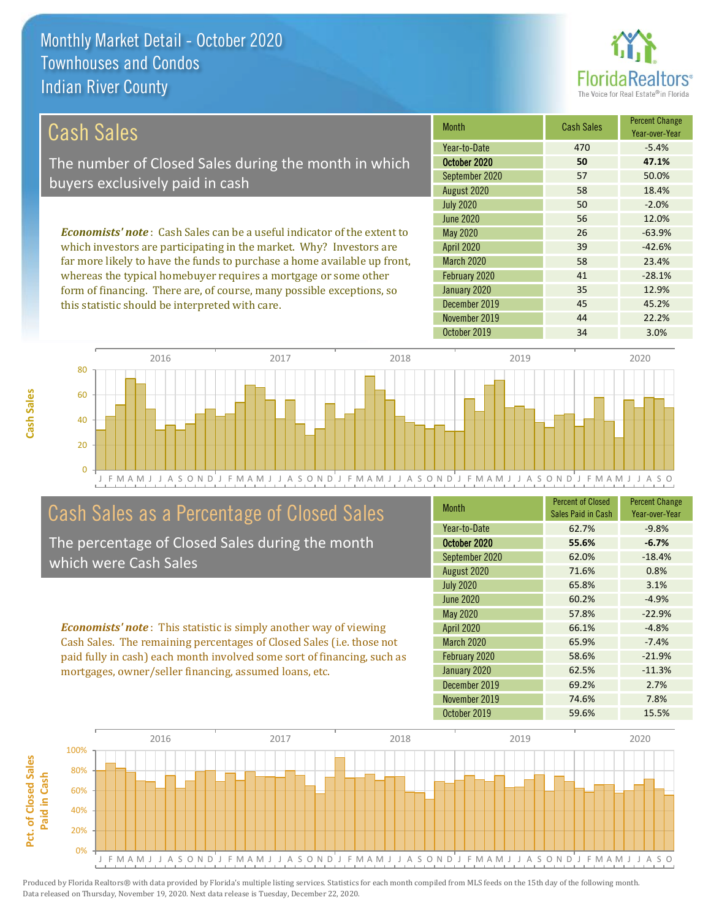# Monthly Market Detail - October 2020
## Townhouses and Condos
## Indian River County

## Cash Sales

The number of Closed Sales during the month in which buyers exclusively paid in cash

*Economists' note*: Cash Sales can be a useful indicator of the extent to which investors are participating in the market. Why? Investors are far more likely to have the funds to purchase a home available up front, whereas the typical homebuyer requires a mortgage or some other form of financing. There are, of course, many possible exceptions, so this statistic should be interpreted with care.

| Month | Cash Sales | Percent Change Year-over-Year |
|---|---|---|
| Year-to-Date | 470 | -5.4% |
| **October 2020** | **50** | **47.1%** |
| September 2020 | 57 | 50.0% |
| August 2020 | 58 | 18.4% |
| July 2020 | 50 | -2.0% |
| June 2020 | 56 | 12.0% |
| May 2020 | 26 | -63.9% |
| April 2020 | 39 | -42.6% |
| March 2020 | 58 | 23.4% |
| February 2020 | 41 | -28.1% |
| January 2020 | 35 | 12.9% |
| December 2019 | 45 | 45.2% |
| November 2019 | 44 | 22.2% |
| October 2019 | 34 | 3.0% |

## Cash Sales as a Percentage of Closed Sales

The percentage of Closed Sales during the month which were Cash Sales

*Economists' note*: This statistic is simply another way of viewing Cash Sales. The remaining percentages of Closed Sales (i.e. those not paid fully in cash) each month involved some sort of financing, such as mortgages, owner/seller financing, assumed loans, etc.

| Month | Percent of Closed Sales Paid in Cash | Percent Change Year-over-Year |
|---|---|---|
| Year-to-Date | 62.7% | -9.8% |
| **October 2020** | **55.6%** | **-6.7%** |
| September 2020 | 62.0% | -18.4% |
| August 2020 | 71.6% | 0.8% |
| July 2020 | 65.8% | 3.1% |
| June 2020 | 60.2% | -4.9% |
| May 2020 | 57.8% | -22.9% |
| April 2020 | 66.1% | -4.8% |
| March 2020 | 65.9% | -7.4% |
| February 2020 | 58.6% | -21.9% |
| January 2020 | 62.5% | -11.3% |
| December 2019 | 69.2% | 2.7% |
| November 2019 | 74.6% | 7.8% |
| October 2019 | 59.6% | 15.5% |

Produced by Florida Realtors® with data provided by Florida's multiple listing services. Statistics for each month compiled from MLS feeds on the 15th day of the following month. Data released on Thursday, November 19, 2020. Next data release is Tuesday, December 22, 2020.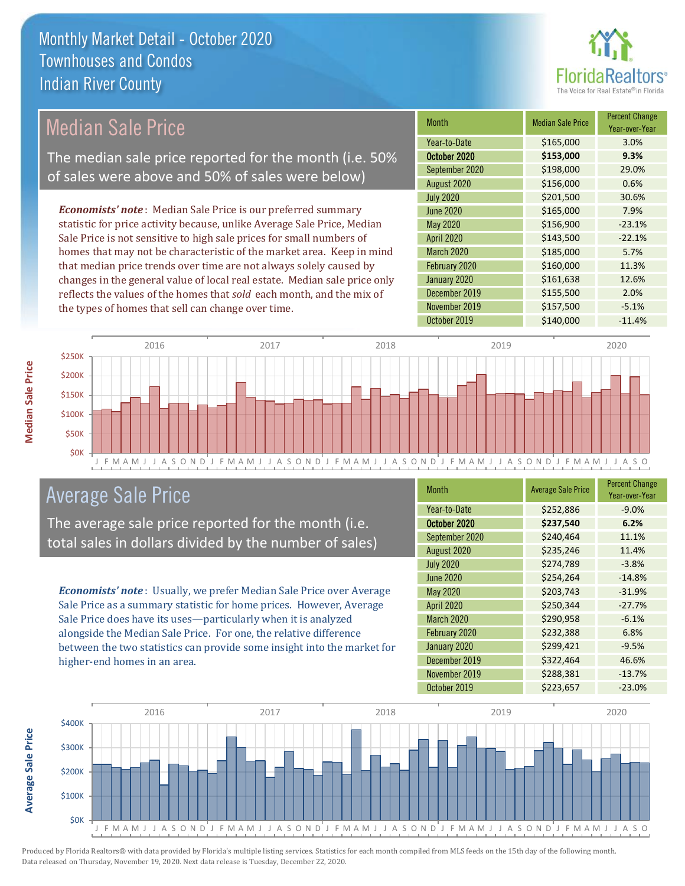# Monthly Market Detail - October 2020
## Townhouses and Condos
## Indian River County

## Median Sale Price

The median sale price reported for the month (i.e. 50% of sales were above and 50% of sales were below)

*Economists' note*: Median Sale Price is our preferred summary statistic for price activity because, unlike Average Sale Price, Median Sale Price is not sensitive to high sale prices for small numbers of homes that may not be characteristic of the market area. Keep in mind that median price trends over time are not always solely caused by changes in the general value of local real estate. Median sale price only reflects the values of the homes that *sold* each month, and the mix of the types of homes that sell can change over time.

| Month | Median Sale Price | Percent Change Year-over-Year |
|---|---|---|
| Year-to-Date | $165,000 | 3.0% |
| **October 2020** | **$153,000** | **9.3%** |
| September 2020 | $198,000 | 29.0% |
| August 2020 | $156,000 | 0.6% |
| July 2020 | $201,500 | 30.6% |
| June 2020 | $165,000 | 7.9% |
| May 2020 | $156,900 | -23.1% |
| April 2020 | $143,500 | -22.1% |
| March 2020 | $185,000 | 5.7% |
| February 2020 | $160,000 | 11.3% |
| January 2020 | $161,638 | 12.6% |
| December 2019 | $155,500 | 2.0% |
| November 2019 | $157,500 | -5.1% |
| October 2019 | $140,000 | -11.4% |

## Average Sale Price

The average sale price reported for the month (i.e. total sales in dollars divided by the number of sales)

*Economists' note*: Usually, we prefer Median Sale Price over Average Sale Price as a summary statistic for home prices. However, Average Sale Price does have its uses—particularly when it is analyzed alongside the Median Sale Price. For one, the relative difference between the two statistics can provide some insight into the market for higher-end homes in an area.

| Month | Average Sale Price | Percent Change Year-over-Year |
|---|---|---|
| Year-to-Date | $252,886 | -9.0% |
| **October 2020** | **$237,540** | **6.2%** |
| September 2020 | $240,464 | 11.1% |
| August 2020 | $235,246 | 11.4% |
| July 2020 | $274,789 | -3.8% |
| June 2020 | $254,264 | -14.8% |
| May 2020 | $203,743 | -31.9% |
| April 2020 | $250,344 | -27.7% |
| March 2020 | $290,958 | -6.1% |
| February 2020 | $232,388 | 6.8% |
| January 2020 | $299,421 | -9.5% |
| December 2019 | $322,464 | 46.6% |
| November 2019 | $288,381 | -13.7% |
| October 2019 | $223,657 | -23.0% |

Produced by Florida Realtors® with data provided by Florida's multiple listing services. Statistics for each month compiled from MLS feeds on the 15th day of the following month. Data released on Thursday, November 19, 2020. Next data release is Tuesday, December 22, 2020.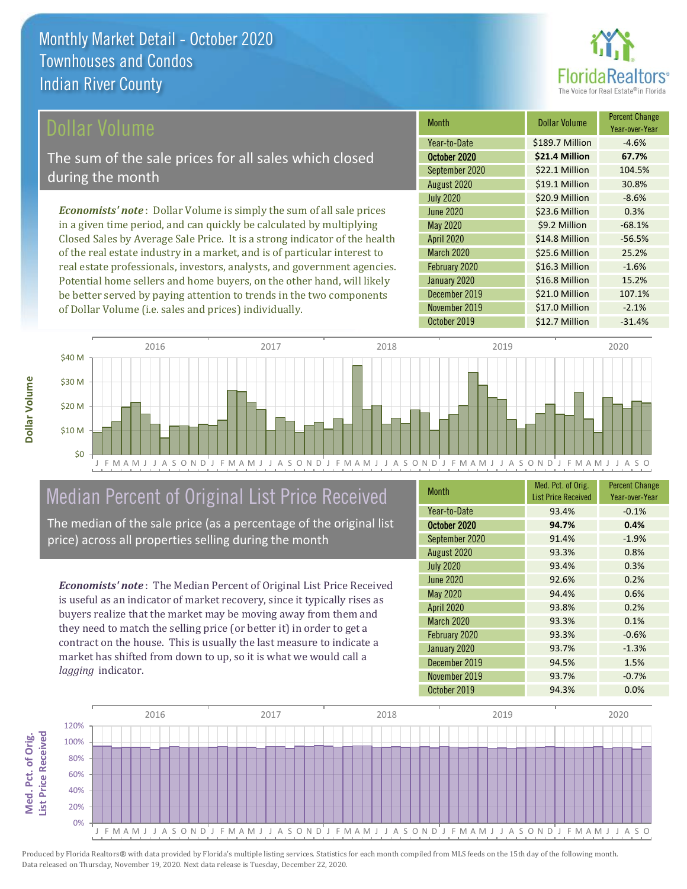# Monthly Market Detail - October 2020
## Townhouses and Condos
## Indian River County

## Dollar Volume

The sum of the sale prices for all sales which closed during the month

*Economists' note*: Dollar Volume is simply the sum of all sale prices in a given time period, and can quickly be calculated by multiplying Closed Sales by Average Sale Price. It is a strong indicator of the health of the real estate industry in a market, and is of particular interest to real estate professionals, investors, analysts, and government agencies. Potential home sellers and home buyers, on the other hand, will likely be better served by paying attention to trends in the two components of Dollar Volume (i.e. sales and prices) individually.

| Month | Dollar Volume | Percent Change Year-over-Year |
|---|---|---|
| Year-to-Date | $189.7 Million | -4.6% |
| **October 2020** | **$21.4 Million** | **67.7%** |
| September 2020 | $22.1 Million | 104.5% |
| August 2020 | $19.1 Million | 30.8% |
| July 2020 | $20.9 Million | -8.6% |
| June 2020 | $23.6 Million | 0.3% |
| May 2020 | $9.2 Million | -68.1% |
| April 2020 | $14.8 Million | -56.5% |
| March 2020 | $25.6 Million | 25.2% |
| February 2020 | $16.3 Million | -1.6% |
| January 2020 | $16.8 Million | 15.2% |
| December 2019 | $21.0 Million | 107.1% |
| November 2019 | $17.0 Million | -2.1% |
| October 2019 | $12.7 Million | -31.4% |

## Median Percent of Original List Price Received

The median of the sale price (as a percentage of the original list price) across all properties selling during the month

*Economists' note*: The Median Percent of Original List Price Received is useful as an indicator of market recovery, since it typically rises as buyers realize that the market may be moving away from them and they need to match the selling price (or better it) in order to get a contract on the house. This is usually the last measure to indicate a market has shifted from down to up, so it is what we would call a *lagging* indicator.

| Month | Med. Pct. of Orig. List Price Received | Percent Change Year-over-Year |
|---|---|---|
| Year-to-Date | 93.4% | -0.1% |
| **October 2020** | **94.7%** | **0.4%** |
| September 2020 | 91.4% | -1.9% |
| August 2020 | 93.3% | 0.8% |
| July 2020 | 93.4% | 0.3% |
| June 2020 | 92.6% | 0.2% |
| May 2020 | 94.4% | 0.6% |
| April 2020 | 93.8% | 0.2% |
| March 2020 | 93.3% | 0.1% |
| February 2020 | 93.3% | -0.6% |
| January 2020 | 93.7% | -1.3% |
| December 2019 | 94.5% | 1.5% |
| November 2019 | 93.7% | -0.7% |
| October 2019 | 94.3% | 0.0% |

Produced by Florida Realtors® with data provided by Florida's multiple listing services. Statistics for each month compiled from MLS feeds on the 15th day of the following month. Data released on Thursday, November 19, 2020. Next data release is Tuesday, December 22, 2020.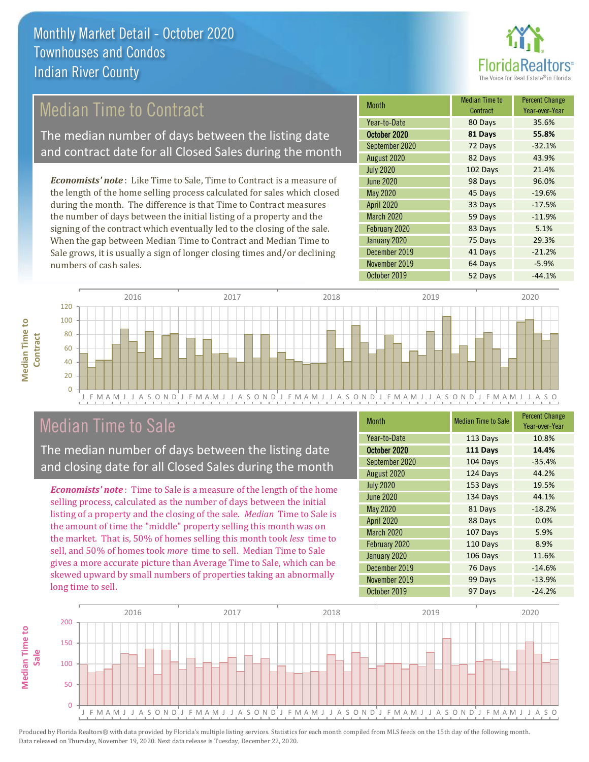Monthly Market Detail - October 2020
Townhouses and Condos
Indian River County

## Median Time to Contract

The median number of days between the listing date and contract date for all Closed Sales during the month

***Economists' note***: Like Time to Sale, Time to Contract is a measure of the length of the home selling process calculated for sales which closed during the month. The difference is that Time to Contract measures the number of days between the initial listing of a property and the signing of the contract which eventually led to the closing of the sale. When the gap between Median Time to Contract and Median Time to Sale grows, it is usually a sign of longer closing times and/or declining numbers of cash sales.

| Month | Median Time to Contract | Percent Change Year-over-Year |
|---|---|---|
| Year-to-Date | 80 Days | 35.6% |
| **October 2020** | **81 Days** | **55.8%** |
| September 2020 | 72 Days | -32.1% |
| August 2020 | 82 Days | 43.9% |
| July 2020 | 102 Days | 21.4% |
| June 2020 | 98 Days | 96.0% |
| May 2020 | 45 Days | -19.6% |
| April 2020 | 33 Days | -17.5% |
| March 2020 | 59 Days | -11.9% |
| February 2020 | 83 Days | 5.1% |
| January 2020 | 75 Days | 29.3% |
| December 2019 | 41 Days | -21.2% |
| November 2019 | 64 Days | -5.9% |
| October 2019 | 52 Days | -44.1% |

## Median Time to Sale

The median number of days between the listing date and closing date for all Closed Sales during the month

***Economists' note***: Time to Sale is a measure of the length of the home selling process, calculated as the number of days between the initial listing of a property and the closing of the sale. *Median* Time to Sale is the amount of time the "middle" property selling this month was on the market. That is, 50% of homes selling this month took *less* time to sell, and 50% of homes took *more* time to sell. Median Time to Sale gives a more accurate picture than Average Time to Sale, which can be skewed upward by small numbers of properties taking an abnormally long time to sell.

| Month | Median Time to Sale | Percent Change Year-over-Year |
|---|---|---|
| Year-to-Date | 113 Days | 10.8% |
| **October 2020** | **111 Days** | **14.4%** |
| September 2020 | 104 Days | -35.4% |
| August 2020 | 124 Days | 44.2% |
| July 2020 | 153 Days | 19.5% |
| June 2020 | 134 Days | 44.1% |
| May 2020 | 81 Days | -18.2% |
| April 2020 | 88 Days | 0.0% |
| March 2020 | 107 Days | 5.9% |
| February 2020 | 110 Days | 8.9% |
| January 2020 | 106 Days | 11.6% |
| December 2019 | 76 Days | -14.6% |
| November 2019 | 99 Days | -13.9% |
| October 2019 | 97 Days | -24.2% |

Produced by Florida Realtors® with data provided by Florida's multiple listing services. Statistics for each month compiled from MLS feeds on the 15th day of the following month. Data released on Thursday, November 19, 2020. Next data release is Tuesday, December 22, 2020.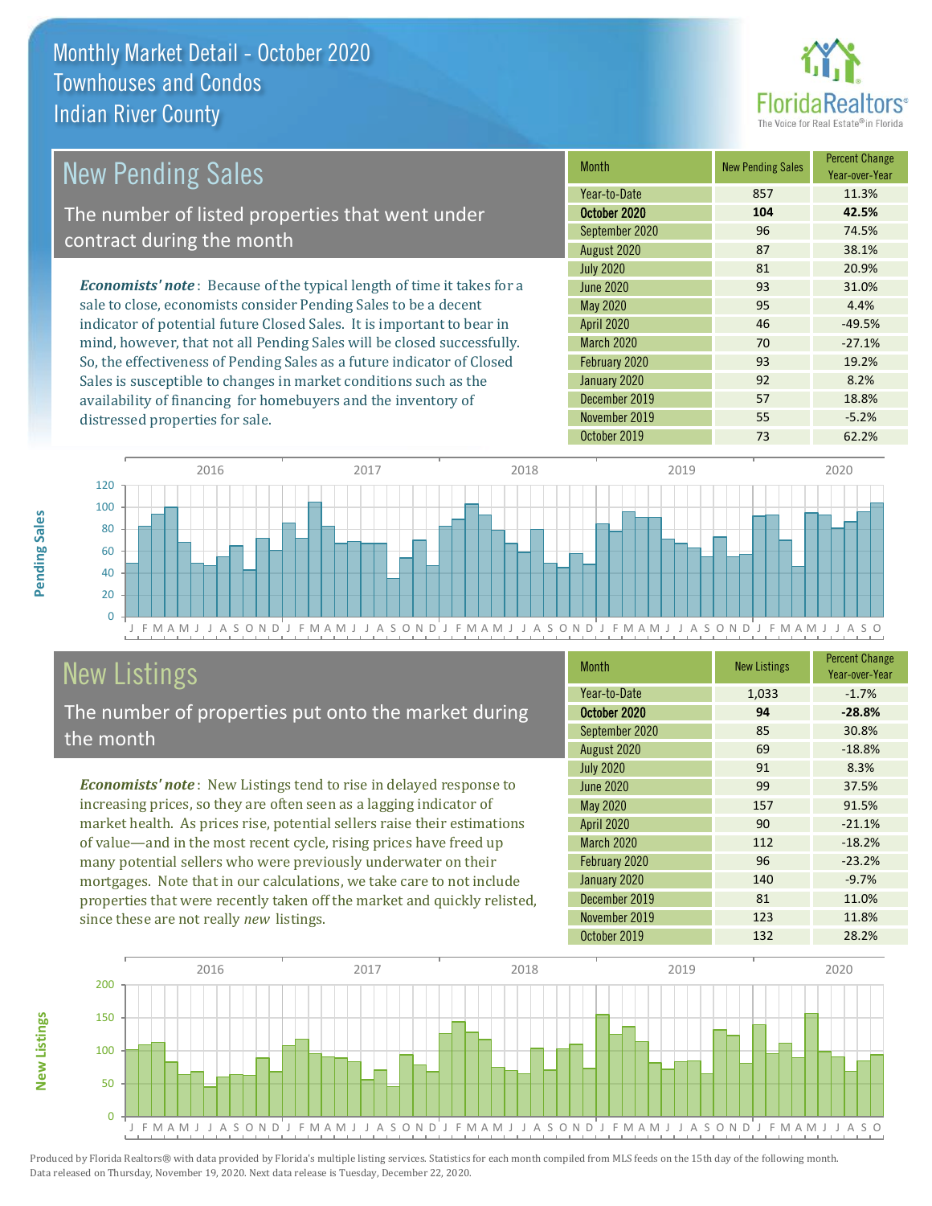# Monthly Market Detail - October 2020
## Townhouses and Condos
## Indian River County

## New Pending Sales

The number of listed properties that went under contract during the month

*Economists' note*: Because of the typical length of time it takes for a sale to close, economists consider Pending Sales to be a decent indicator of potential future Closed Sales. It is important to bear in mind, however, that not all Pending Sales will be closed successfully. So, the effectiveness of Pending Sales as a future indicator of Closed Sales is susceptible to changes in market conditions such as the availability of financing for homebuyers and the inventory of distressed properties for sale.

| Month | New Pending Sales | Percent Change Year-over-Year |
|---|---|---|
| Year-to-Date | 857 | 11.3% |
| **October 2020** | **104** | **42.5%** |
| September 2020 | 96 | 74.5% |
| August 2020 | 87 | 38.1% |
| July 2020 | 81 | 20.9% |
| June 2020 | 93 | 31.0% |
| May 2020 | 95 | 4.4% |
| April 2020 | 46 | -49.5% |
| March 2020 | 70 | -27.1% |
| February 2020 | 93 | 19.2% |
| January 2020 | 92 | 8.2% |
| December 2019 | 57 | 18.8% |
| November 2019 | 55 | -5.2% |
| October 2019 | 73 | 62.2% |

## New Listings

The number of properties put onto the market during the month

*Economists' note*: New Listings tend to rise in delayed response to increasing prices, so they are often seen as a lagging indicator of market health. As prices rise, potential sellers raise their estimations of value—and in the most recent cycle, rising prices have freed up many potential sellers who were previously underwater on their mortgages. Note that in our calculations, we take care to not include properties that were recently taken off the market and quickly relisted, since these are not really *new* listings.

| Month | New Listings | Percent Change Year-over-Year |
|---|---|---|
| Year-to-Date | 1,033 | -1.7% |
| **October 2020** | **94** | **-28.8%** |
| September 2020 | 85 | 30.8% |
| August 2020 | 69 | -18.8% |
| July 2020 | 91 | 8.3% |
| June 2020 | 99 | 37.5% |
| May 2020 | 157 | 91.5% |
| April 2020 | 90 | -21.1% |
| March 2020 | 112 | -18.2% |
| February 2020 | 96 | -23.2% |
| January 2020 | 140 | -9.7% |
| December 2019 | 81 | 11.0% |
| November 2019 | 123 | 11.8% |
| October 2019 | 132 | 28.2% |

Produced by Florida Realtors® with data provided by Florida's multiple listing services. Statistics for each month compiled from MLS feeds on the 15th day of the following month. Data released on Thursday, November 19, 2020. Next data release is Tuesday, December 22, 2020.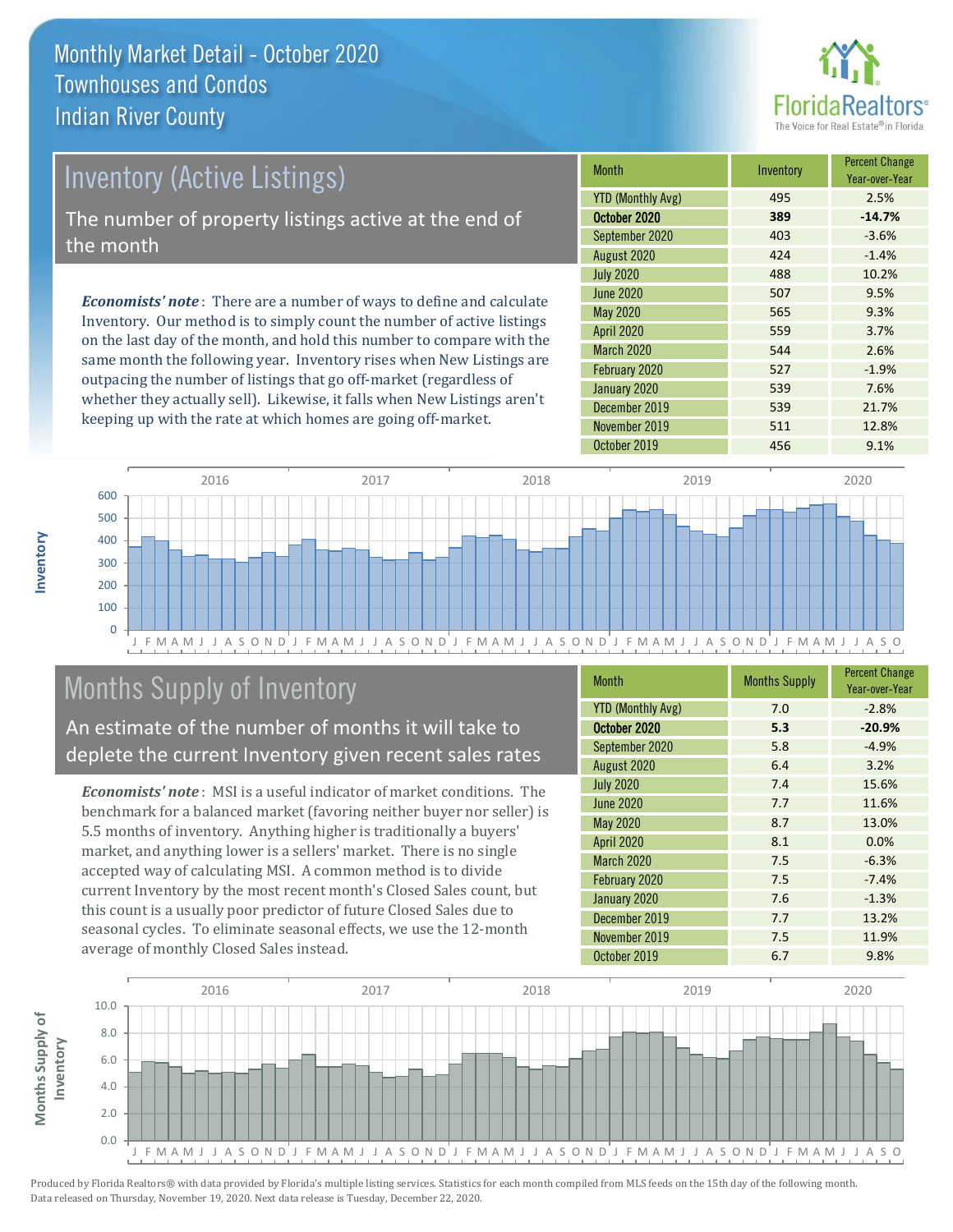# Monthly Market Detail - October 2020
## Townhouses and Condos
## Indian River County

## Inventory (Active Listings)

The number of property listings active at the end of the month

***Economists' note***: There are a number of ways to define and calculate Inventory. Our method is to simply count the number of active listings on the last day of the month, and hold this number to compare with the same month the following year. Inventory rises when New Listings are outpacing the number of listings that go off-market (regardless of whether they actually sell). Likewise, it falls when New Listings aren't keeping up with the rate at which homes are going off-market.

| Month | Inventory | Percent Change Year-over-Year |
|---|---|---|
| YTD (Monthly Avg) | 495 | 2.5% |
| **October 2020** | **389** | **-14.7%** |
| September 2020 | 403 | -3.6% |
| August 2020 | 424 | -1.4% |
| July 2020 | 488 | 10.2% |
| June 2020 | 507 | 9.5% |
| May 2020 | 565 | 9.3% |
| April 2020 | 559 | 3.7% |
| March 2020 | 544 | 2.6% |
| February 2020 | 527 | -1.9% |
| January 2020 | 539 | 7.6% |
| December 2019 | 539 | 21.7% |
| November 2019 | 511 | 12.8% |
| October 2019 | 456 | 9.1% |

## Months Supply of Inventory

An estimate of the number of months it will take to deplete the current Inventory given recent sales rates

***Economists' note***: MSI is a useful indicator of market conditions. The benchmark for a balanced market (favoring neither buyer nor seller) is 5.5 months of inventory. Anything higher is traditionally a buyers' market, and anything lower is a sellers' market. There is no single accepted way of calculating MSI. A common method is to divide current Inventory by the most recent month's Closed Sales count, but this count is a usually poor predictor of future Closed Sales due to seasonal cycles. To eliminate seasonal effects, we use the 12-month average of monthly Closed Sales instead.

| Month | Months Supply | Percent Change Year-over-Year |
|---|---|---|
| YTD (Monthly Avg) | 7.0 | -2.8% |
| **October 2020** | **5.3** | **-20.9%** |
| September 2020 | 5.8 | -4.9% |
| August 2020 | 6.4 | 3.2% |
| July 2020 | 7.4 | 15.6% |
| June 2020 | 7.7 | 11.6% |
| May 2020 | 8.7 | 13.0% |
| April 2020 | 8.1 | 0.0% |
| March 2020 | 7.5 | -6.3% |
| February 2020 | 7.5 | -7.4% |
| January 2020 | 7.6 | -1.3% |
| December 2019 | 7.7 | 13.2% |
| November 2019 | 7.5 | 11.9% |
| October 2019 | 6.7 | 9.8% |

Produced by Florida Realtors® with data provided by Florida's multiple listing services. Statistics for each month compiled from MLS feeds on the 15th day of the following month. Data released on Thursday, November 19, 2020. Next data release is Tuesday, December 22, 2020.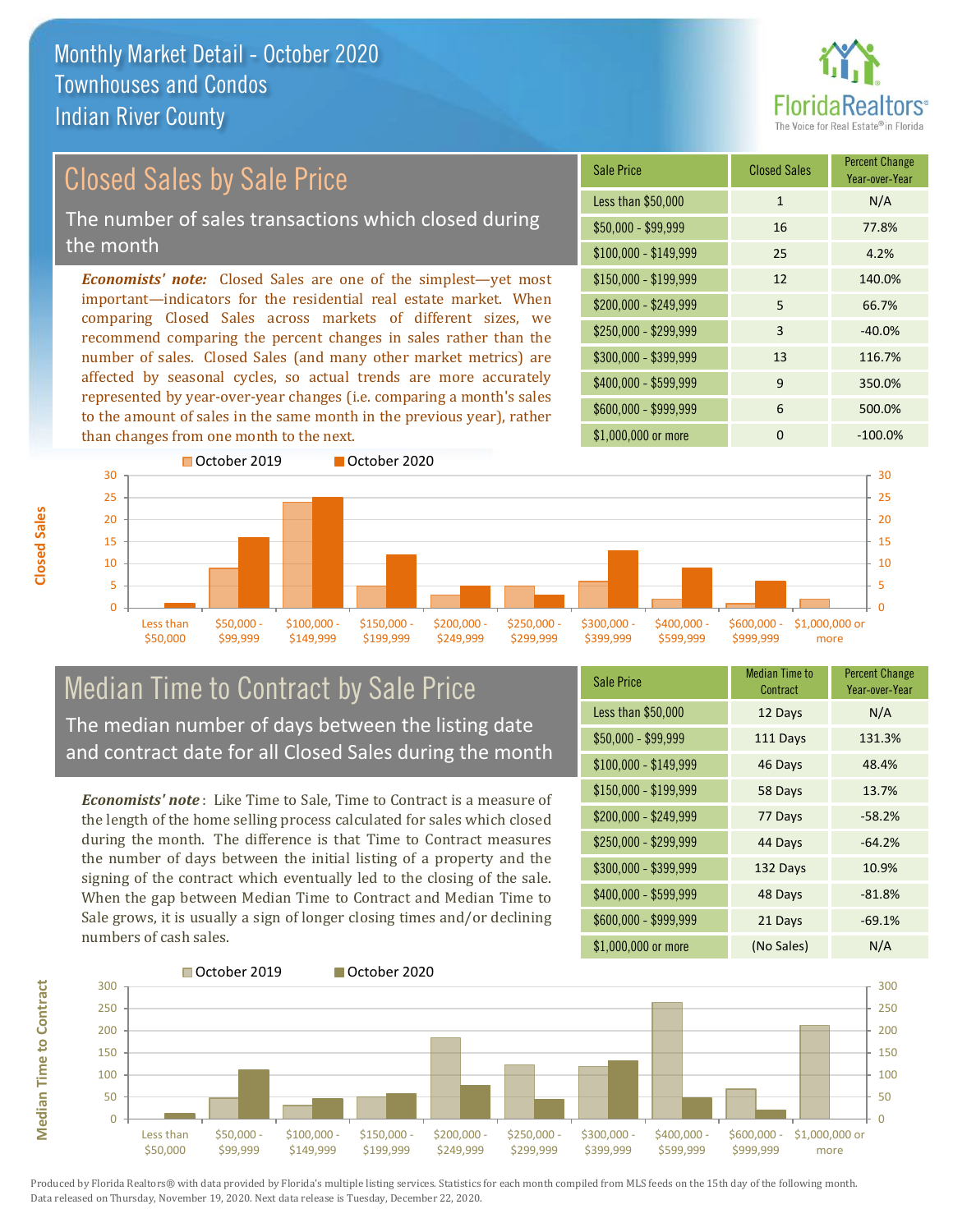# Monthly Market Detail - October 2020
## Townhouses and Condos
## Indian River County

FloridaRealtors® The Voice for Real Estate® in Florida

## Closed Sales by Sale Price

The number of sales transactions which closed during the month

*Economists' note:* Closed Sales are one of the simplest—yet most important—indicators for the residential real estate market. When comparing Closed Sales across markets of different sizes, we recommend comparing the percent changes in sales rather than the number of sales. Closed Sales (and many other market metrics) are affected by seasonal cycles, so actual trends are more accurately represented by year-over-year changes (i.e. comparing a month's sales to the amount of sales in the same month in the previous year), rather than changes from one month to the next.

| Sale Price | Closed Sales | Percent Change Year-over-Year |
|---|---|---|
| Less than $50,000 | 1 | N/A |
| $50,000 - $99,999 | 16 | 77.8% |
| $100,000 - $149,999 | 25 | 4.2% |
| $150,000 - $199,999 | 12 | 140.0% |
| $200,000 - $249,999 | 5 | 66.7% |
| $250,000 - $299,999 | 3 | -40.0% |
| $300,000 - $399,999 | 13 | 116.7% |
| $400,000 - $599,999 | 9 | 350.0% |
| $600,000 - $999,999 | 6 | 500.0% |
| $1,000,000 or more | 0 | -100.0% |

## Median Time to Contract by Sale Price

The median number of days between the listing date and contract date for all Closed Sales during the month

*Economists' note*: Like Time to Sale, Time to Contract is a measure of the length of the home selling process calculated for sales which closed during the month. The difference is that Time to Contract measures the number of days between the initial listing of a property and the signing of the contract which eventually led to the closing of the sale. When the gap between Median Time to Contract and Median Time to Sale grows, it is usually a sign of longer closing times and/or declining numbers of cash sales.

| Sale Price | Median Time to Contract | Percent Change Year-over-Year |
|---|---|---|
| Less than $50,000 | 12 Days | N/A |
| $50,000 - $99,999 | 111 Days | 131.3% |
| $100,000 - $149,999 | 46 Days | 48.4% |
| $150,000 - $199,999 | 58 Days | 13.7% |
| $200,000 - $249,999 | 77 Days | -58.2% |
| $250,000 - $299,999 | 44 Days | -64.2% |
| $300,000 - $399,999 | 132 Days | 10.9% |
| $400,000 - $599,999 | 48 Days | -81.8% |
| $600,000 - $999,999 | 21 Days | -69.1% |
| $1,000,000 or more | (No Sales) | N/A |

Produced by Florida Realtors® with data provided by Florida's multiple listing services. Statistics for each month compiled from MLS feeds on the 15th day of the following month. Data released on Thursday, November 19, 2020. Next data release is Tuesday, December 22, 2020.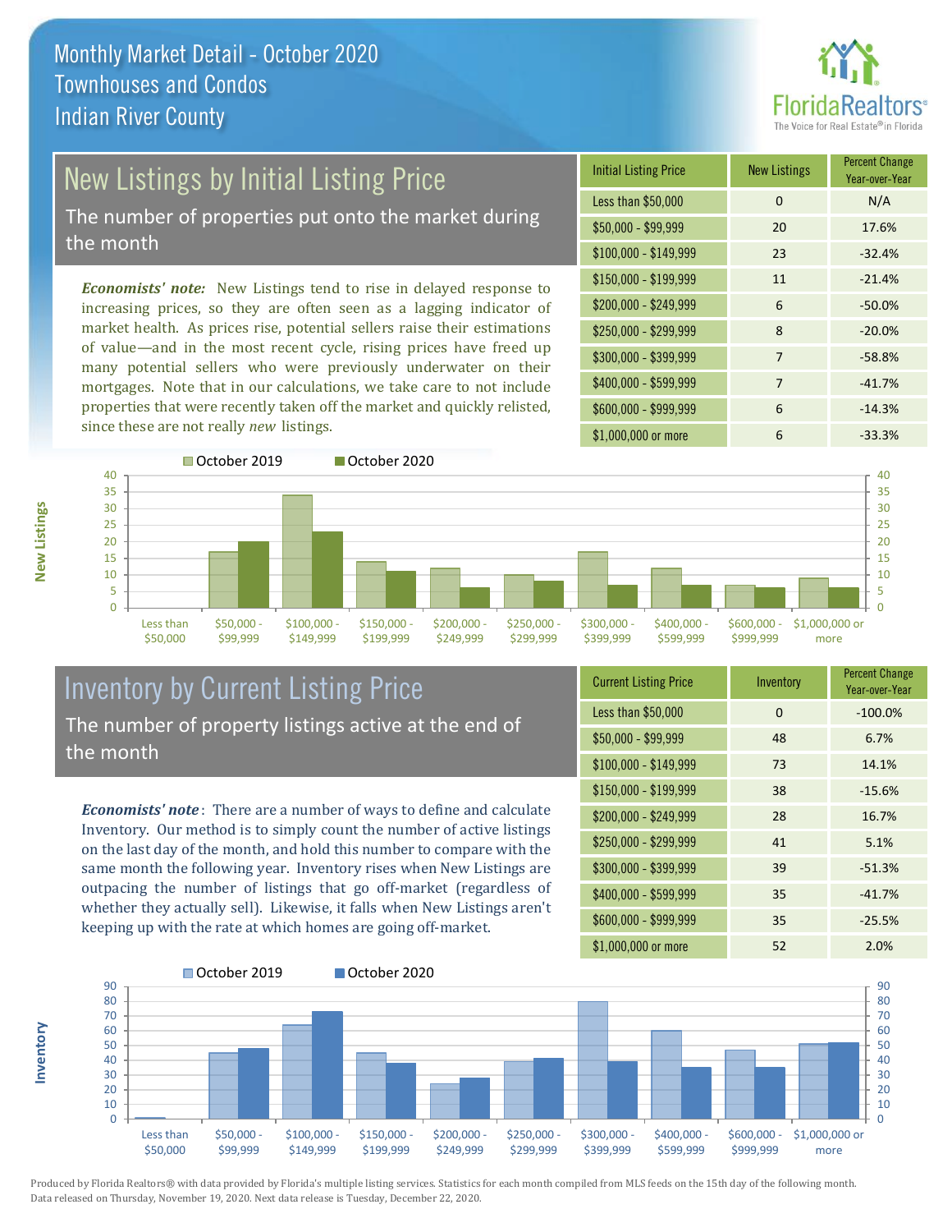# Monthly Market Detail - October 2020
## Townhouses and Condos
## Indian River County

## New Listings by Initial Listing Price

The number of properties put onto the market during the month

*Economists' note:* New Listings tend to rise in delayed response to increasing prices, so they are often seen as a lagging indicator of market health. As prices rise, potential sellers raise their estimations of value—and in the most recent cycle, rising prices have freed up many potential sellers who were previously underwater on their mortgages. Note that in our calculations, we take care to not include properties that were recently taken off the market and quickly relisted, since these are not really *new* listings.

| Initial Listing Price | New Listings | Percent Change Year-over-Year |
|---|---|---|
| Less than $50,000 | 0 | N/A |
| $50,000 - $99,999 | 20 | 17.6% |
| $100,000 - $149,999 | 23 | -32.4% |
| $150,000 - $199,999 | 11 | -21.4% |
| $200,000 - $249,999 | 6 | -50.0% |
| $250,000 - $299,999 | 8 | -20.0% |
| $300,000 - $399,999 | 7 | -58.8% |
| $400,000 - $599,999 | 7 | -41.7% |
| $600,000 - $999,999 | 6 | -14.3% |
| $1,000,000 or more | 6 | -33.3% |

## Inventory by Current Listing Price

The number of property listings active at the end of the month

*Economists' note*: There are a number of ways to define and calculate Inventory. Our method is to simply count the number of active listings on the last day of the month, and hold this number to compare with the same month the following year. Inventory rises when New Listings are outpacing the number of listings that go off-market (regardless of whether they actually sell). Likewise, it falls when New Listings aren't keeping up with the rate at which homes are going off-market.

| Current Listing Price | Inventory | Percent Change Year-over-Year |
|---|---|---|
| Less than $50,000 | 0 | -100.0% |
| $50,000 - $99,999 | 48 | 6.7% |
| $100,000 - $149,999 | 73 | 14.1% |
| $150,000 - $199,999 | 38 | -15.6% |
| $200,000 - $249,999 | 28 | 16.7% |
| $250,000 - $299,999 | 41 | 5.1% |
| $300,000 - $399,999 | 39 | -51.3% |
| $400,000 - $599,999 | 35 | -41.7% |
| $600,000 - $999,999 | 35 | -25.5% |
| $1,000,000 or more | 52 | 2.0% |

Produced by Florida Realtors® with data provided by Florida's multiple listing services. Statistics for each month compiled from MLS feeds on the 15th day of the following month. Data released on Thursday, November 19, 2020. Next data release is Tuesday, December 22, 2020.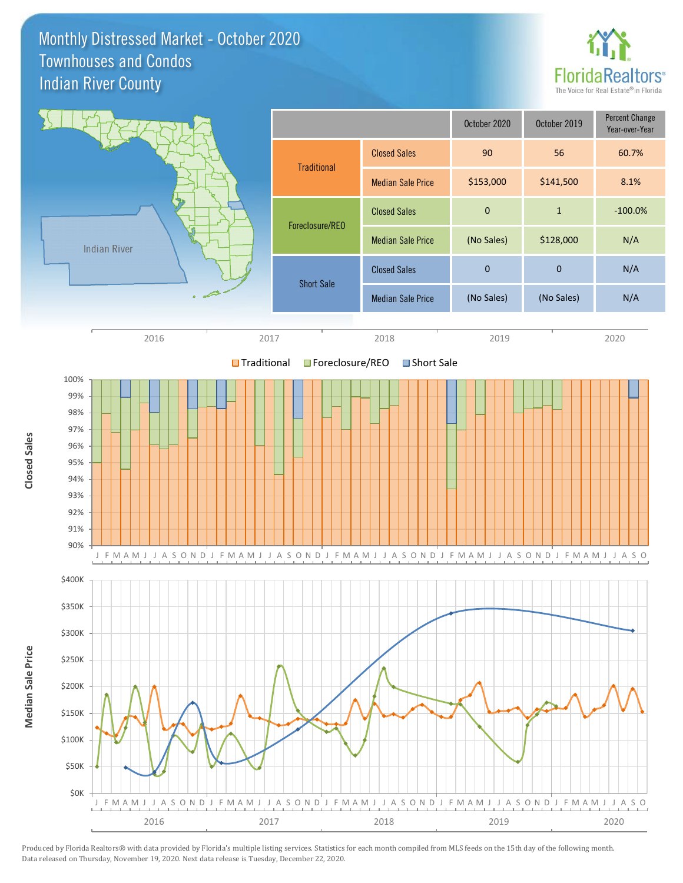# Monthly Distressed Market - October 2020
## Townhouses and Condos
## Indian River County

FloridaRealtors®
The Voice for Real Estate® in Florida

Indian River

| | | October 2020 | October 2019 | Percent Change Year-over-Year |
|---|---|---|---|---|
| Traditional | Closed Sales | 90 | 56 | 60.7% |
| | Median Sale Price | $153,000 | $141,500 | 8.1% |
| Foreclosure/REO | Closed Sales | 0 | 1 | -100.0% |
| | Median Sale Price | (No Sales) | $128,000 | N/A |
| Short Sale | Closed Sales | 0 | 0 | N/A |
| | Median Sale Price | (No Sales) | (No Sales) | N/A |

2016 2017 2018 2019 2020

Traditional Foreclosure/REO Short Sale

Closed Sales

100% 99% 98% 97% 96% 95% 94% 93% 92% 91% 90%

J F M A M J J A S O N D J F M A M J J A S O N D J F M A M J J A S O N D J F M A M J J A S O N D J F M A M J J A S O

Median Sale Price

$400K $350K $300K $250K $200K $150K $100K $50K $0K

J F M A M J J A S O N D J F M A M J J A S O N D J F M A M J J A S O N D J F M A M J J A S O N D J F M A M J J A S O

2016 2017 2018 2019 2020

Produced by Florida Realtors® with data provided by Florida's multiple listing services. Statistics for each month compiled from MLS feeds on the 15th day of the following month.
Data released on Thursday, November 19, 2020. Next data release is Tuesday, December 22, 2020.